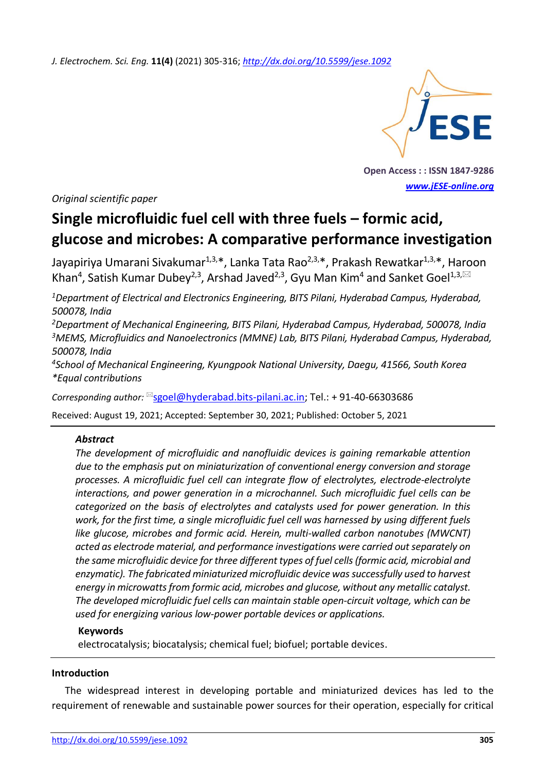*Original scientific paper*

# Single microfluidic fuel cell with three fuels – formic acid, glucose and microbes: A comparative performance investigation

Jayapiriya Umarani Sivakumar[1,3,*], Lanka Tata Rao[2,3,*], Prakash Rewatkar[1,3,*], Haroon Khan[4], Satish Kumar Dubey[2,3], Arshad Javed[2,3], Gyu Man Kim[4] and Sanket Goel[1,3,✉]

[1]*Department of Electrical and Electronics Engineering, BITS Pilani, Hyderabad Campus, Hyderabad, 500078, India*

[2]*Department of Mechanical Engineering, BITS Pilani, Hyderabad Campus, Hyderabad, 500078, India*

[3]*MEMS, Microfluidics and Nanoelectronics (MMNE) Lab, BITS Pilani, Hyderabad Campus, Hyderabad, 500078, India*

[4]*School of Mechanical Engineering, Kyungpook National University, Daegu, 41566, South Korea*

*\*Equal contributions*

*Corresponding author:* ✉sgoel@hyderabad.bits-pilani.ac.in; Tel.: + 91-40-66303686

Received: August 19, 2021; Accepted: September 30, 2021; Published: October 5, 2021

### Abstract

*The development of microfluidic and nanofluidic devices is gaining remarkable attention due to the emphasis put on miniaturization of conventional energy conversion and storage processes. A microfluidic fuel cell can integrate flow of electrolytes, electrode-electrolyte interactions, and power generation in a microchannel. Such microfluidic fuel cells can be categorized on the basis of electrolytes and catalysts used for power generation. In this work, for the first time, a single microfluidic fuel cell was harnessed by using different fuels like glucose, microbes and formic acid. Herein, multi-walled carbon nanotubes (MWCNT) acted as electrode material, and performance investigations were carried out separately on the same microfluidic device for three different types of fuel cells (formic acid, microbial and enzymatic). The fabricated miniaturized microfluidic device was successfully used to harvest energy in microwatts from formic acid, microbes and glucose, without any metallic catalyst. The developed microfluidic fuel cells can maintain stable open-circuit voltage, which can be used for energizing various low-power portable devices or applications.*

### Keywords

electrocatalysis; biocatalysis; chemical fuel; biofuel; portable devices.

## Introduction

The widespread interest in developing portable and miniaturized devices has led to the requirement of renewable and sustainable power sources for their operation, especially for critical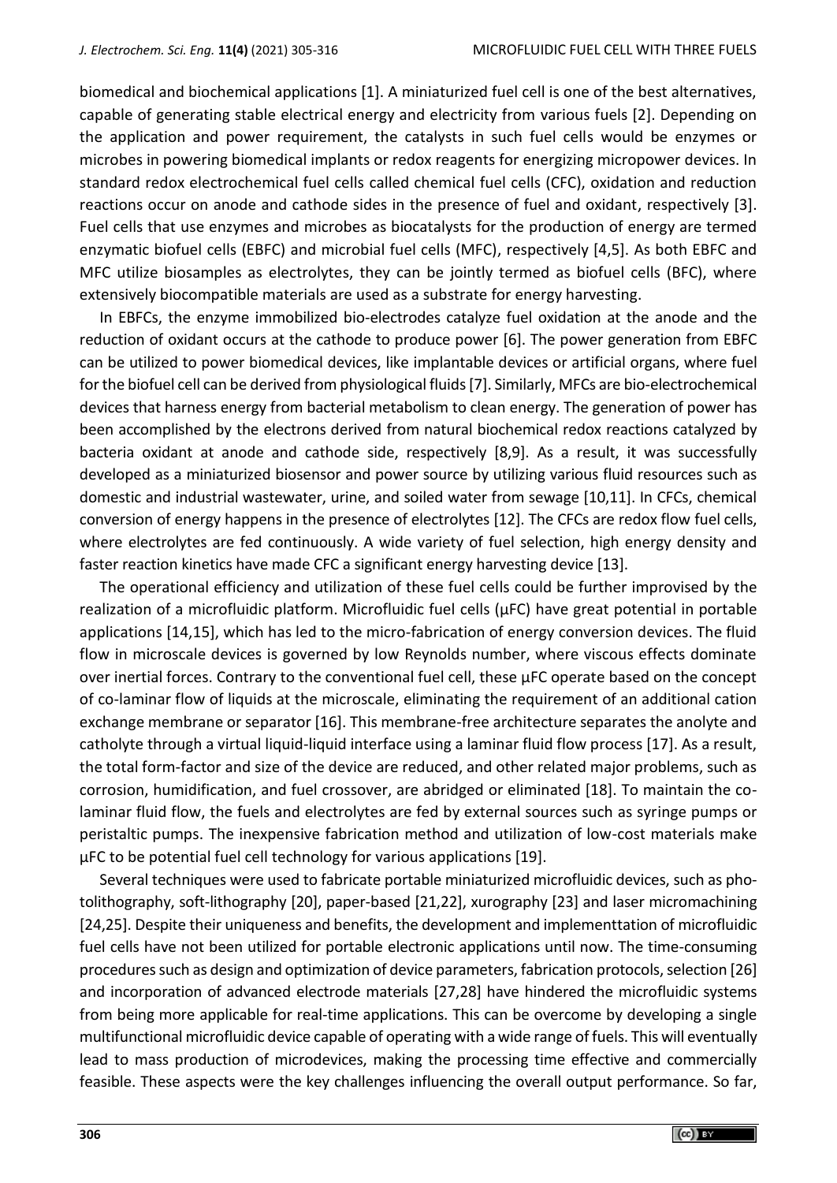biomedical and biochemical applications [1]. A miniaturized fuel cell is one of the best alternatives, capable of generating stable electrical energy and electricity from various fuels [2]. Depending on the application and power requirement, the catalysts in such fuel cells would be enzymes or microbes in powering biomedical implants or redox reagents for energizing micropower devices. In standard redox electrochemical fuel cells called chemical fuel cells (CFC), oxidation and reduction reactions occur on anode and cathode sides in the presence of fuel and oxidant, respectively [3]. Fuel cells that use enzymes and microbes as biocatalysts for the production of energy are termed enzymatic biofuel cells (EBFC) and microbial fuel cells (MFC), respectively [4,5]. As both EBFC and MFC utilize biosamples as electrolytes, they can be jointly termed as biofuel cells (BFC), where extensively biocompatible materials are used as a substrate for energy harvesting.

In EBFCs, the enzyme immobilized bio-electrodes catalyze fuel oxidation at the anode and the reduction of oxidant occurs at the cathode to produce power [6]. The power generation from EBFC can be utilized to power biomedical devices, like implantable devices or artificial organs, where fuel for the biofuel cell can be derived from physiological fluids [7]. Similarly, MFCs are bio-electrochemical devices that harness energy from bacterial metabolism to clean energy. The generation of power has been accomplished by the electrons derived from natural biochemical redox reactions catalyzed by bacteria oxidant at anode and cathode side, respectively [8,9]. As a result, it was successfully developed as a miniaturized biosensor and power source by utilizing various fluid resources such as domestic and industrial wastewater, urine, and soiled water from sewage [10,11]. In CFCs, chemical conversion of energy happens in the presence of electrolytes [12]. The CFCs are redox flow fuel cells, where electrolytes are fed continuously. A wide variety of fuel selection, high energy density and faster reaction kinetics have made CFC a significant energy harvesting device [13].

The operational efficiency and utilization of these fuel cells could be further improvised by the realization of a microfluidic platform. Microfluidic fuel cells (μFC) have great potential in portable applications [14,15], which has led to the micro-fabrication of energy conversion devices. The fluid flow in microscale devices is governed by low Reynolds number, where viscous effects dominate over inertial forces. Contrary to the conventional fuel cell, these μFC operate based on the concept of co-laminar flow of liquids at the microscale, eliminating the requirement of an additional cation exchange membrane or separator [16]. This membrane-free architecture separates the anolyte and catholyte through a virtual liquid-liquid interface using a laminar fluid flow process [17]. As a result, the total form-factor and size of the device are reduced, and other related major problems, such as corrosion, humidification, and fuel crossover, are abridged or eliminated [18]. To maintain the co-laminar fluid flow, the fuels and electrolytes are fed by external sources such as syringe pumps or peristaltic pumps. The inexpensive fabrication method and utilization of low-cost materials make μFC to be potential fuel cell technology for various applications [19].

Several techniques were used to fabricate portable miniaturized microfluidic devices, such as photolithography, soft-lithography [20], paper-based [21,22], xurography [23] and laser micromachining [24,25]. Despite their uniqueness and benefits, the development and implementtation of microfluidic fuel cells have not been utilized for portable electronic applications until now. The time-consuming procedures such as design and optimization of device parameters, fabrication protocols, selection [26] and incorporation of advanced electrode materials [27,28] have hindered the microfluidic systems from being more applicable for real-time applications. This can be overcome by developing a single multifunctional microfluidic device capable of operating with a wide range of fuels. This will eventually lead to mass production of microdevices, making the processing time effective and commercially feasible. These aspects were the key challenges influencing the overall output performance. So far,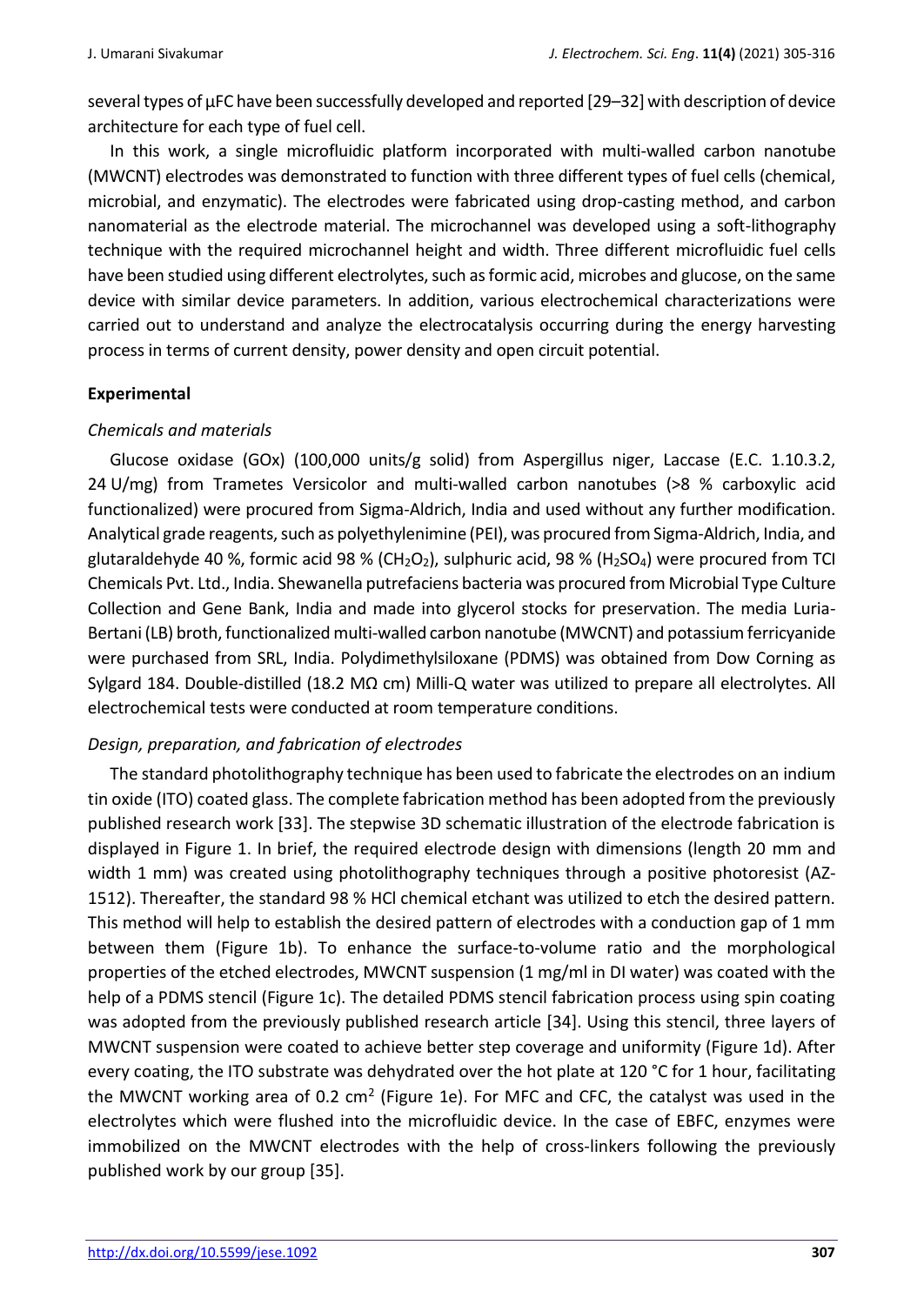several types of μFC have been successfully developed and reported [29–32] with description of device architecture for each type of fuel cell.

In this work, a single microfluidic platform incorporated with multi-walled carbon nanotube (MWCNT) electrodes was demonstrated to function with three different types of fuel cells (chemical, microbial, and enzymatic). The electrodes were fabricated using drop-casting method, and carbon nanomaterial as the electrode material. The microchannel was developed using a soft-lithography technique with the required microchannel height and width. Three different microfluidic fuel cells have been studied using different electrolytes, such as formic acid, microbes and glucose, on the same device with similar device parameters. In addition, various electrochemical characterizations were carried out to understand and analyze the electrocatalysis occurring during the energy harvesting process in terms of current density, power density and open circuit potential.

## Experimental

### *Chemicals and materials*

Glucose oxidase (GOx) (100,000 units/g solid) from Aspergillus niger, Laccase (E.C. 1.10.3.2, 24 U/mg) from Trametes Versicolor and multi-walled carbon nanotubes (>8 % carboxylic acid functionalized) were procured from Sigma-Aldrich, India and used without any further modification. Analytical grade reagents, such as polyethylenimine (PEI), was procured from Sigma-Aldrich, India, and glutaraldehyde 40 %, formic acid 98 % ($CH_2O_2$), sulphuric acid, 98 % ($H_2SO_4$) were procured from TCI Chemicals Pvt. Ltd., India. Shewanella putrefaciens bacteria was procured from Microbial Type Culture Collection and Gene Bank, India and made into glycerol stocks for preservation. The media Luria-Bertani (LB) broth, functionalized multi-walled carbon nanotube (MWCNT) and potassium ferricyanide were purchased from SRL, India. Polydimethylsiloxane (PDMS) was obtained from Dow Corning as Sylgard 184. Double-distilled (18.2 MΩ cm) Milli-Q water was utilized to prepare all electrolytes. All electrochemical tests were conducted at room temperature conditions.

### *Design, preparation, and fabrication of electrodes*

The standard photolithography technique has been used to fabricate the electrodes on an indium tin oxide (ITO) coated glass. The complete fabrication method has been adopted from the previously published research work [33]. The stepwise 3D schematic illustration of the electrode fabrication is displayed in Figure 1. In brief, the required electrode design with dimensions (length 20 mm and width 1 mm) was created using photolithography techniques through a positive photoresist (AZ-1512). Thereafter, the standard 98 % HCl chemical etchant was utilized to etch the desired pattern. This method will help to establish the desired pattern of electrodes with a conduction gap of 1 mm between them (Figure 1b). To enhance the surface-to-volume ratio and the morphological properties of the etched electrodes, MWCNT suspension (1 mg/ml in DI water) was coated with the help of a PDMS stencil (Figure 1c). The detailed PDMS stencil fabrication process using spin coating was adopted from the previously published research article [34]. Using this stencil, three layers of MWCNT suspension were coated to achieve better step coverage and uniformity (Figure 1d). After every coating, the ITO substrate was dehydrated over the hot plate at 120 °C for 1 hour, facilitating the MWCNT working area of 0.2 $cm^2$ (Figure 1e). For MFC and CFC, the catalyst was used in the electrolytes which were flushed into the microfluidic device. In the case of EBFC, enzymes were immobilized on the MWCNT electrodes with the help of cross-linkers following the previously published work by our group [35].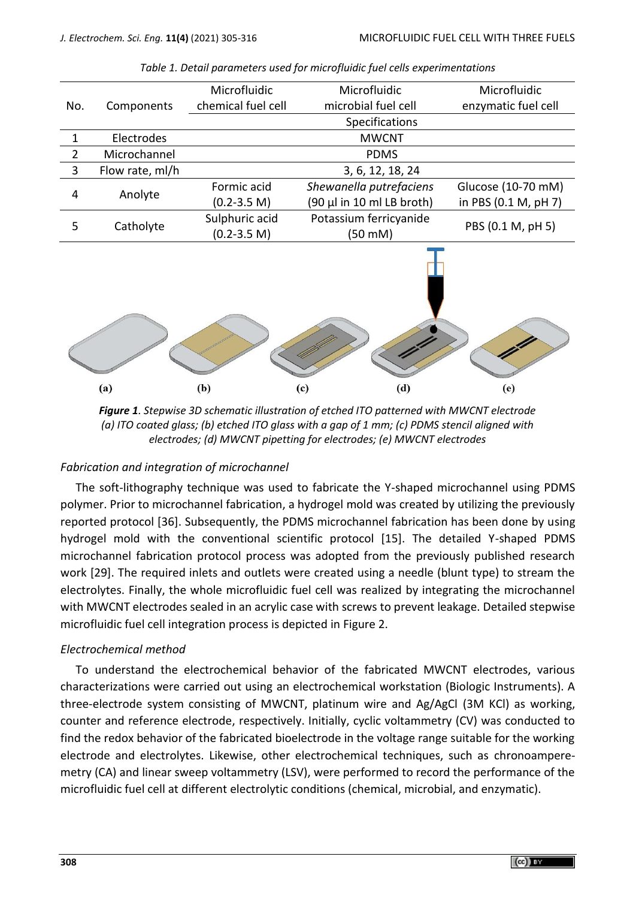*Table 1. Detail parameters used for microfluidic fuel cells experimentations*

| No. | Components | Microfluidic chemical fuel cell | Microfluidic microbial fuel cell | Microfluidic enzymatic fuel cell |
|---|---|---|---|---|
| | | | Specifications | |
| 1 | Electrodes | | MWCNT | |
| 2 | Microchannel | | PDMS | |
| 3 | Flow rate, ml/h | | 3, 6, 12, 18, 24 | |
| 4 | Anolyte | Formic acid (0.2-3.5 M) | *Shewanella putrefaciens* (90 µl in 10 ml LB broth) | Glucose (10-70 mM) in PBS (0.1 M, pH 7) |
| 5 | Catholyte | Sulphuric acid (0.2-3.5 M) | Potassium ferricyanide (50 mM) | PBS (0.1 M, pH 5) |

***Figure 1***. *Stepwise 3D schematic illustration of etched ITO patterned with MWCNT electrode (a) ITO coated glass; (b) etched ITO glass with a gap of 1 mm; (c) PDMS stencil aligned with electrodes; (d) MWCNT pipetting for electrodes; (e) MWCNT electrodes*

### *Fabrication and integration of microchannel*

The soft-lithography technique was used to fabricate the Y-shaped microchannel using PDMS polymer. Prior to microchannel fabrication, a hydrogel mold was created by utilizing the previously reported protocol [36]. Subsequently, the PDMS microchannel fabrication has been done by using hydrogel mold with the conventional scientific protocol [15]. The detailed Y-shaped PDMS microchannel fabrication protocol process was adopted from the previously published research work [29]. The required inlets and outlets were created using a needle (blunt type) to stream the electrolytes. Finally, the whole microfluidic fuel cell was realized by integrating the microchannel with MWCNT electrodes sealed in an acrylic case with screws to prevent leakage. Detailed stepwise microfluidic fuel cell integration process is depicted in Figure 2.

### *Electrochemical method*

To understand the electrochemical behavior of the fabricated MWCNT electrodes, various characterizations were carried out using an electrochemical workstation (Biologic Instruments). A three-electrode system consisting of MWCNT, platinum wire and Ag/AgCl (3M KCl) as working, counter and reference electrode, respectively. Initially, cyclic voltammetry (CV) was conducted to find the redox behavior of the fabricated bioelectrode in the voltage range suitable for the working electrode and electrolytes. Likewise, other electrochemical techniques, such as chronoamperemetry (CA) and linear sweep voltammetry (LSV), were performed to record the performance of the microfluidic fuel cell at different electrolytic conditions (chemical, microbial, and enzymatic).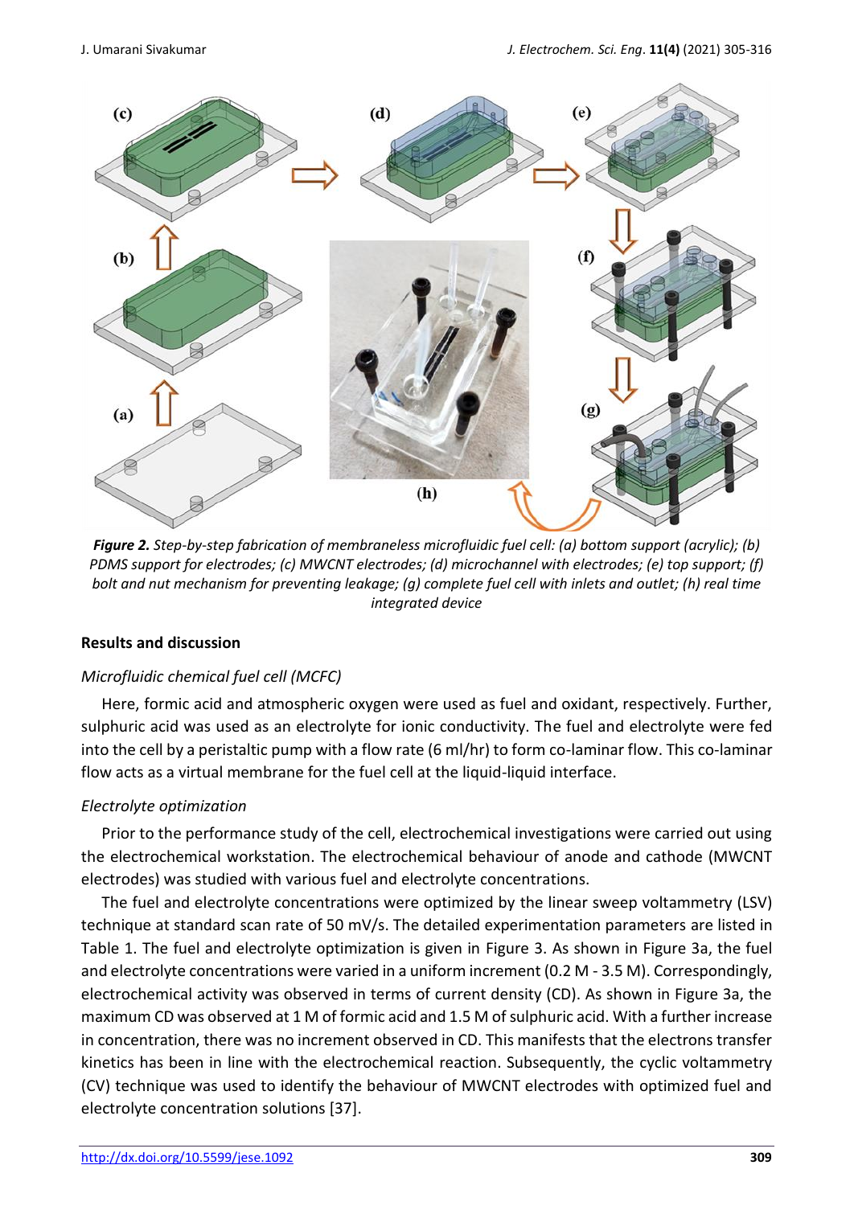*Figure 2.* *Step-by-step fabrication of membraneless microfluidic fuel cell: (a) bottom support (acrylic); (b) PDMS support for electrodes; (c) MWCNT electrodes; (d) microchannel with electrodes; (e) top support; (f) bolt and nut mechanism for preventing leakage; (g) complete fuel cell with inlets and outlet; (h) real time integrated device*

## Results and discussion

### *Microfluidic chemical fuel cell (MCFC)*

Here, formic acid and atmospheric oxygen were used as fuel and oxidant, respectively. Further, sulphuric acid was used as an electrolyte for ionic conductivity. The fuel and electrolyte were fed into the cell by a peristaltic pump with a flow rate (6 ml/hr) to form co-laminar flow. This co-laminar flow acts as a virtual membrane for the fuel cell at the liquid-liquid interface.

### *Electrolyte optimization*

Prior to the performance study of the cell, electrochemical investigations were carried out using the electrochemical workstation. The electrochemical behaviour of anode and cathode (MWCNT electrodes) was studied with various fuel and electrolyte concentrations.

The fuel and electrolyte concentrations were optimized by the linear sweep voltammetry (LSV) technique at standard scan rate of 50 mV/s. The detailed experimentation parameters are listed in Table 1. The fuel and electrolyte optimization is given in Figure 3. As shown in Figure 3a, the fuel and electrolyte concentrations were varied in a uniform increment (0.2 M - 3.5 M). Correspondingly, electrochemical activity was observed in terms of current density (CD). As shown in Figure 3a, the maximum CD was observed at 1 M of formic acid and 1.5 M of sulphuric acid. With a further increase in concentration, there was no increment observed in CD. This manifests that the electrons transfer kinetics has been in line with the electrochemical reaction. Subsequently, the cyclic voltammetry (CV) technique was used to identify the behaviour of MWCNT electrodes with optimized fuel and electrolyte concentration solutions [37].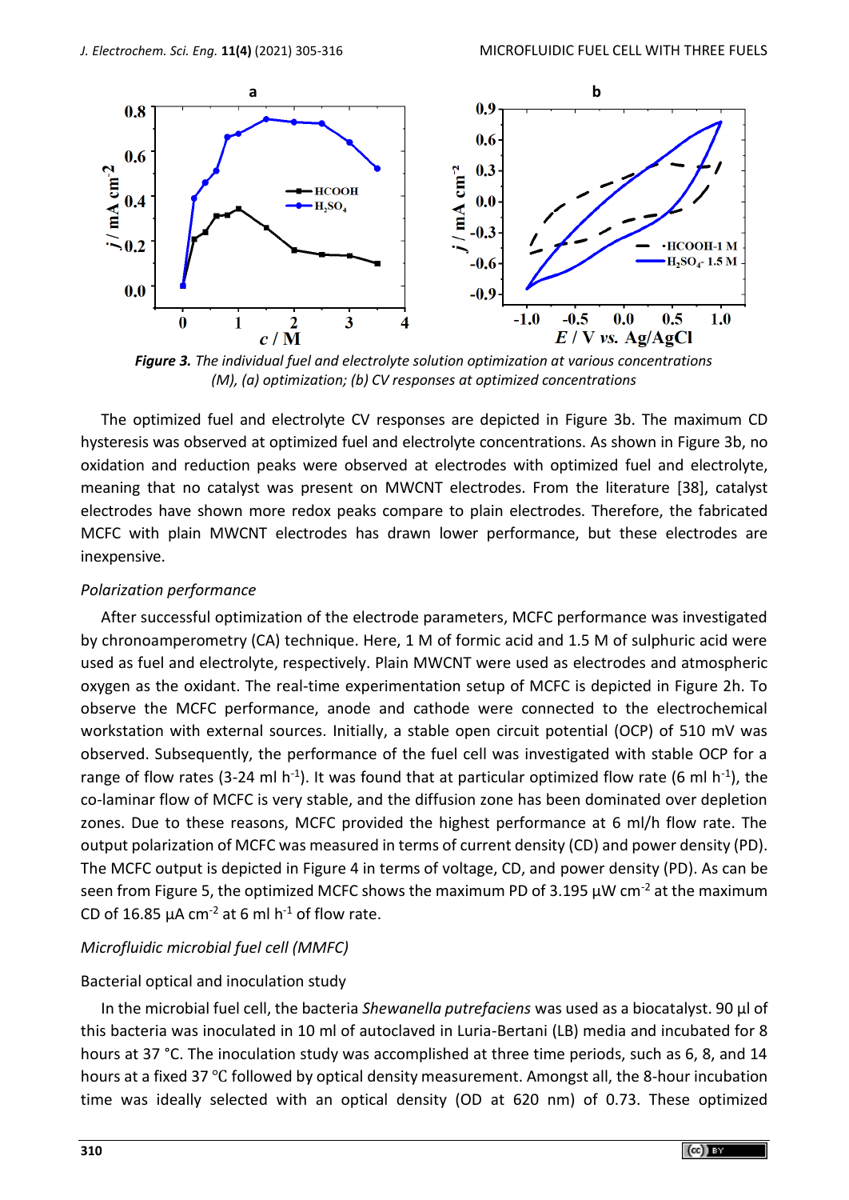**Figure 3.** *The individual fuel and electrolyte solution optimization at various concentrations (M), (a) optimization; (b) CV responses at optimized concentrations*

The optimized fuel and electrolyte CV responses are depicted in Figure 3b. The maximum CD hysteresis was observed at optimized fuel and electrolyte concentrations. As shown in Figure 3b, no oxidation and reduction peaks were observed at electrodes with optimized fuel and electrolyte, meaning that no catalyst was present on MWCNT electrodes. From the literature [38], catalyst electrodes have shown more redox peaks compare to plain electrodes. Therefore, the fabricated MCFC with plain MWCNT electrodes has drawn lower performance, but these electrodes are inexpensive.

*Polarization performance*

After successful optimization of the electrode parameters, MCFC performance was investigated by chronoamperometry (CA) technique. Here, 1 M of formic acid and 1.5 M of sulphuric acid were used as fuel and electrolyte, respectively. Plain MWCNT were used as electrodes and atmospheric oxygen as the oxidant. The real-time experimentation setup of MCFC is depicted in Figure 2h. To observe the MCFC performance, anode and cathode were connected to the electrochemical workstation with external sources. Initially, a stable open circuit potential (OCP) of 510 mV was observed. Subsequently, the performance of the fuel cell was investigated with stable OCP for a range of flow rates (3-24 ml $h^{-1}$). It was found that at particular optimized flow rate (6 ml $h^{-1}$), the co-laminar flow of MCFC is very stable, and the diffusion zone has been dominated over depletion zones. Due to these reasons, MCFC provided the highest performance at 6 ml/h flow rate. The output polarization of MCFC was measured in terms of current density (CD) and power density (PD). The MCFC output is depicted in Figure 4 in terms of voltage, CD, and power density (PD). As can be seen from Figure 5, the optimized MCFC shows the maximum PD of 3.195 µW $cm^{-2}$ at the maximum CD of 16.85 µA $cm^{-2}$ at 6 ml $h^{-1}$ of flow rate.

*Microfluidic microbial fuel cell (MMFC)*

Bacterial optical and inoculation study

In the microbial fuel cell, the bacteria *Shewanella putrefaciens* was used as a biocatalyst. 90 µl of this bacteria was inoculated in 10 ml of autoclaved in Luria-Bertani (LB) media and incubated for 8 hours at 37 °C. The inoculation study was accomplished at three time periods, such as 6, 8, and 14 hours at a fixed 37 °C followed by optical density measurement. Amongst all, the 8-hour incubation time was ideally selected with an optical density (OD at 620 nm) of 0.73. These optimized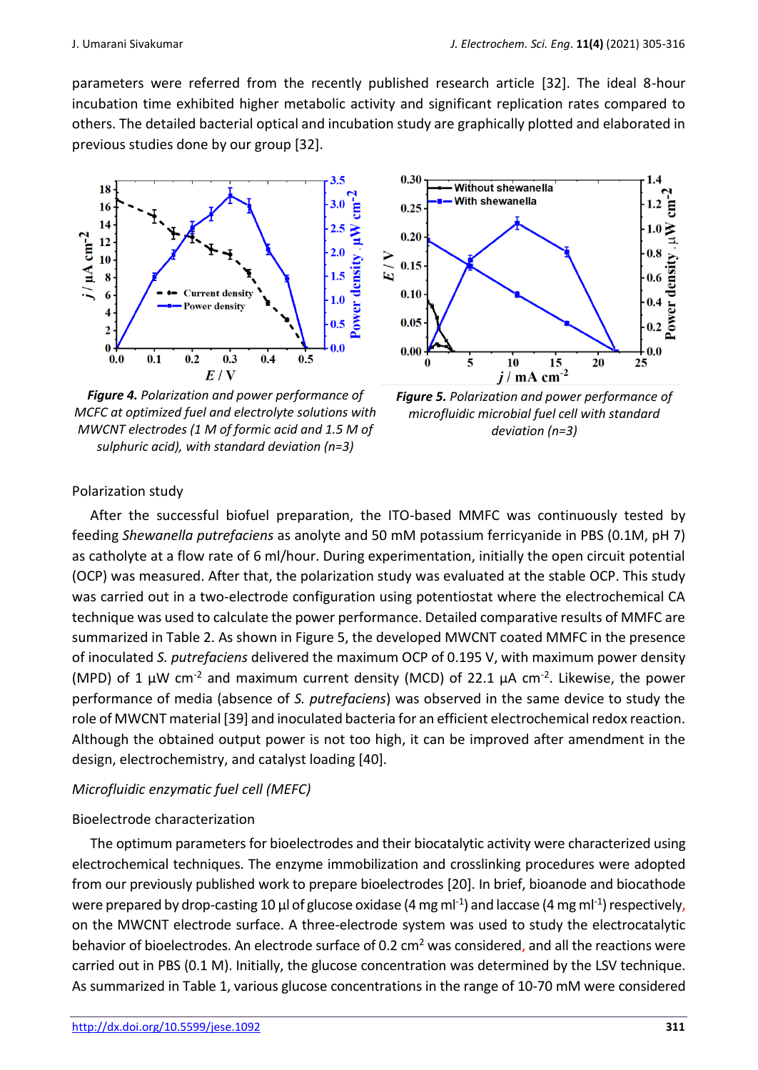parameters were referred from the recently published research article [32]. The ideal 8-hour incubation time exhibited higher metabolic activity and significant replication rates compared to others. The detailed bacterial optical and incubation study are graphically plotted and elaborated in previous studies done by our group [32].

***Figure 4.*** *Polarization and power performance of MCFC at optimized fuel and electrolyte solutions with MWCNT electrodes (1 M of formic acid and 1.5 M of sulphuric acid), with standard deviation (n=3)*

***Figure 5.*** *Polarization and power performance of microfluidic microbial fuel cell with standard deviation (n=3)*

Polarization study

After the successful biofuel preparation, the ITO-based MMFC was continuously tested by feeding *Shewanella putrefaciens* as anolyte and 50 mM potassium ferricyanide in PBS (0.1M, pH 7) as catholyte at a flow rate of 6 ml/hour. During experimentation, initially the open circuit potential (OCP) was measured. After that, the polarization study was evaluated at the stable OCP. This study was carried out in a two-electrode configuration using potentiostat where the electrochemical CA technique was used to calculate the power performance. Detailed comparative results of MMFC are summarized in Table 2. As shown in Figure 5, the developed MWCNT coated MMFC in the presence of inoculated *S. putrefaciens* delivered the maximum OCP of 0.195 V, with maximum power density (MPD) of 1 μW $cm^{-2}$ and maximum current density (MCD) of 22.1 μA $cm^{-2}$. Likewise, the power performance of media (absence of *S. putrefaciens*) was observed in the same device to study the role of MWCNT material [39] and inoculated bacteria for an efficient electrochemical redox reaction. Although the obtained output power is not too high, it can be improved after amendment in the design, electrochemistry, and catalyst loading [40].

*Microfluidic enzymatic fuel cell (MEFC)*

Bioelectrode characterization

The optimum parameters for bioelectrodes and their biocatalytic activity were characterized using electrochemical techniques. The enzyme immobilization and crosslinking procedures were adopted from our previously published work to prepare bioelectrodes [20]. In brief, bioanode and biocathode were prepared by drop-casting 10 μl of glucose oxidase (4 mg $ml^{-1}$) and laccase (4 mg $ml^{-1}$) respectively, on the MWCNT electrode surface. A three-electrode system was used to study the electrocatalytic behavior of bioelectrodes. An electrode surface of 0.2 $cm^2$ was considered, and all the reactions were carried out in PBS (0.1 M). Initially, the glucose concentration was determined by the LSV technique. As summarized in Table 1, various glucose concentrations in the range of 10-70 mM were considered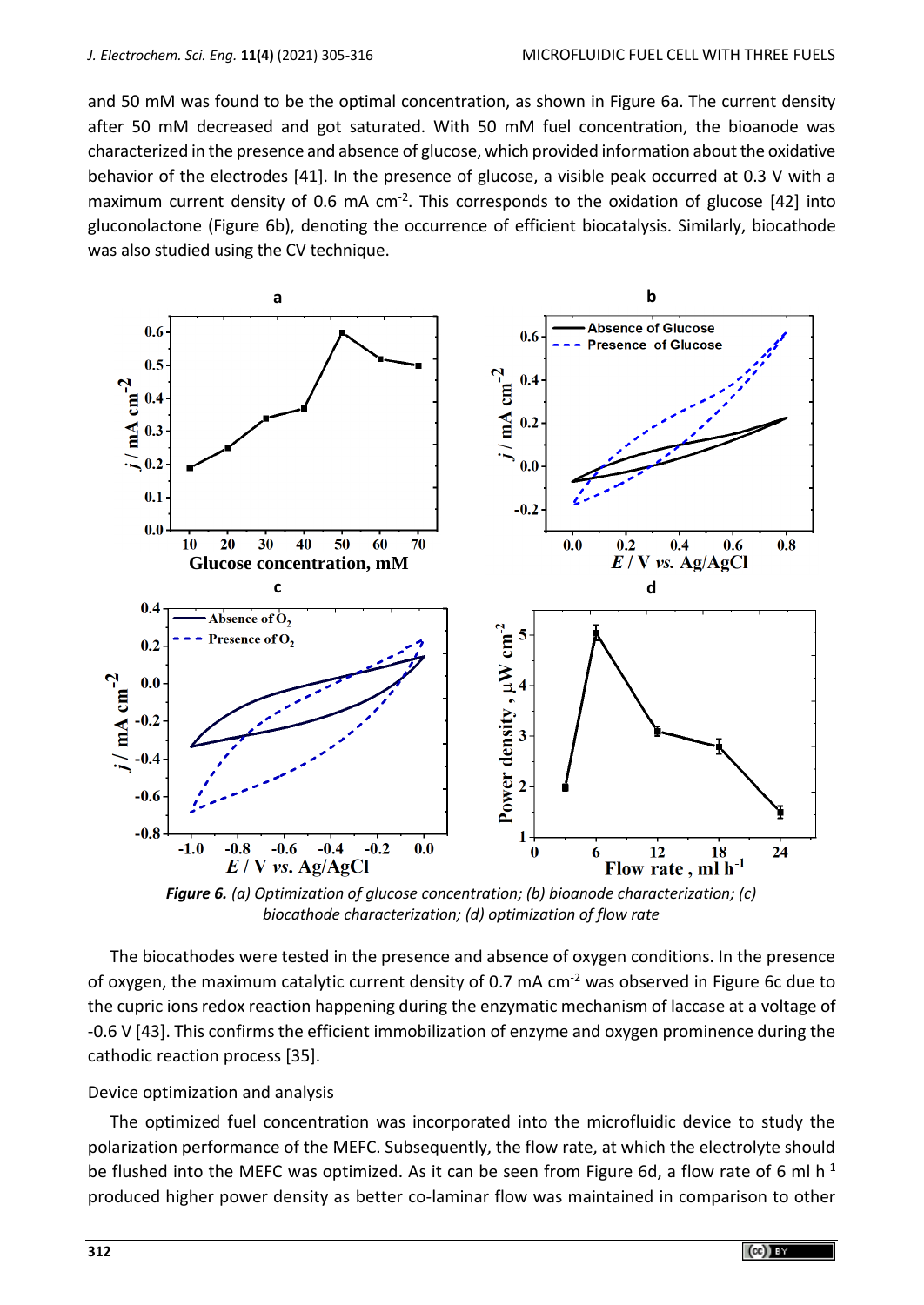and 50 mM was found to be the optimal concentration, as shown in Figure 6a. The current density after 50 mM decreased and got saturated. With 50 mM fuel concentration, the bioanode was characterized in the presence and absence of glucose, which provided information about the oxidative behavior of the electrodes [41]. In the presence of glucose, a visible peak occurred at 0.3 V with a maximum current density of 0.6 mA $cm^{-2}$. This corresponds to the oxidation of glucose [42] into gluconolactone (Figure 6b), denoting the occurrence of efficient biocatalysis. Similarly, biocathode was also studied using the CV technique.

***Figure 6.*** *(a) Optimization of glucose concentration; (b) bioanode characterization; (c) biocathode characterization; (d) optimization of flow rate*

The biocathodes were tested in the presence and absence of oxygen conditions. In the presence of oxygen, the maximum catalytic current density of 0.7 mA $cm^{-2}$ was observed in Figure 6c due to the cupric ions redox reaction happening during the enzymatic mechanism of laccase at a voltage of -0.6 V [43]. This confirms the efficient immobilization of enzyme and oxygen prominence during the cathodic reaction process [35].

Device optimization and analysis

The optimized fuel concentration was incorporated into the microfluidic device to study the polarization performance of the MEFC. Subsequently, the flow rate, at which the electrolyte should be flushed into the MEFC was optimized. As it can be seen from Figure 6d, a flow rate of 6 ml $h^{-1}$ produced higher power density as better co-laminar flow was maintained in comparison to other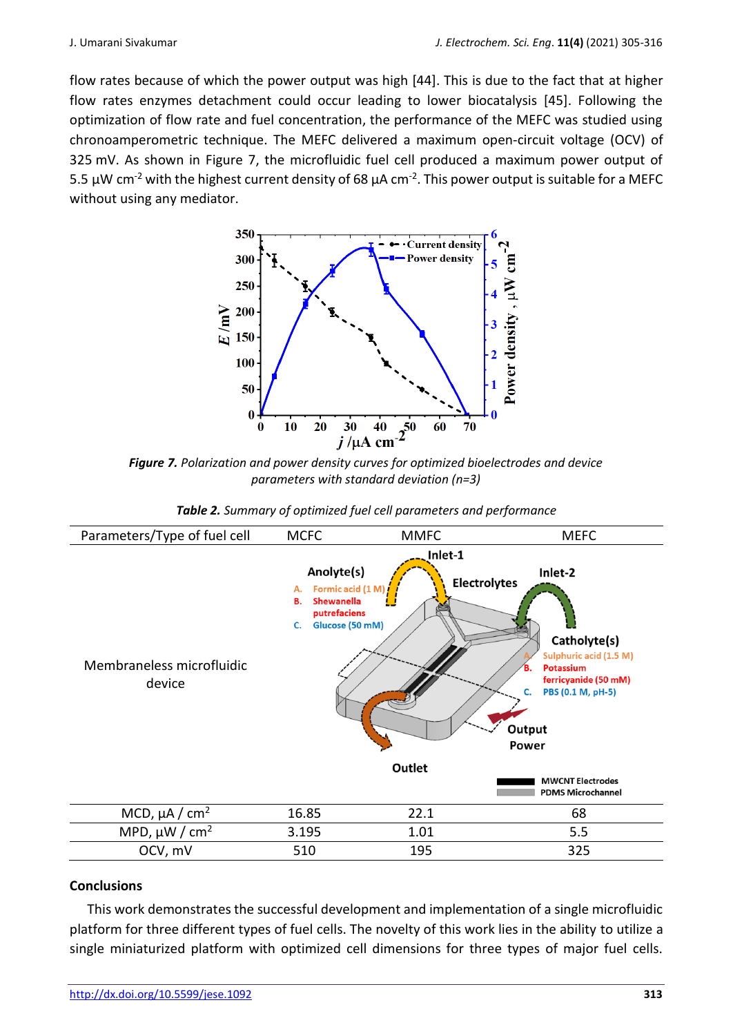flow rates because of which the power output was high [44]. This is due to the fact that at higher flow rates enzymes detachment could occur leading to lower biocatalysis [45]. Following the optimization of flow rate and fuel concentration, the performance of the MEFC was studied using chronoamperometric technique. The MEFC delivered a maximum open-circuit voltage (OCV) of 325 mV. As shown in Figure 7, the microfluidic fuel cell produced a maximum power output of 5.5 μW cm$^{-2}$ with the highest current density of 68 μA cm$^{-2}$. This power output is suitable for a MEFC without using any mediator.

***Figure 7.*** *Polarization and power density curves for optimized bioelectrodes and device parameters with standard deviation (n=3)*

***Table 2.*** *Summary of optimized fuel cell parameters and performance*

| Parameters/Type of fuel cell | MCFC | MMFC | MEFC |
|---|---|---|---|
| Membraneless microfluidic device | | | |
| MCD, μA / cm$^2$ | 16.85 | 22.1 | 68 |
| MPD, μW / cm$^2$ | 3.195 | 1.01 | 5.5 |
| OCV, mV | 510 | 195 | 325 |

## Conclusions

This work demonstrates the successful development and implementation of a single microfluidic platform for three different types of fuel cells. The novelty of this work lies in the ability to utilize a single miniaturized platform with optimized cell dimensions for three types of major fuel cells.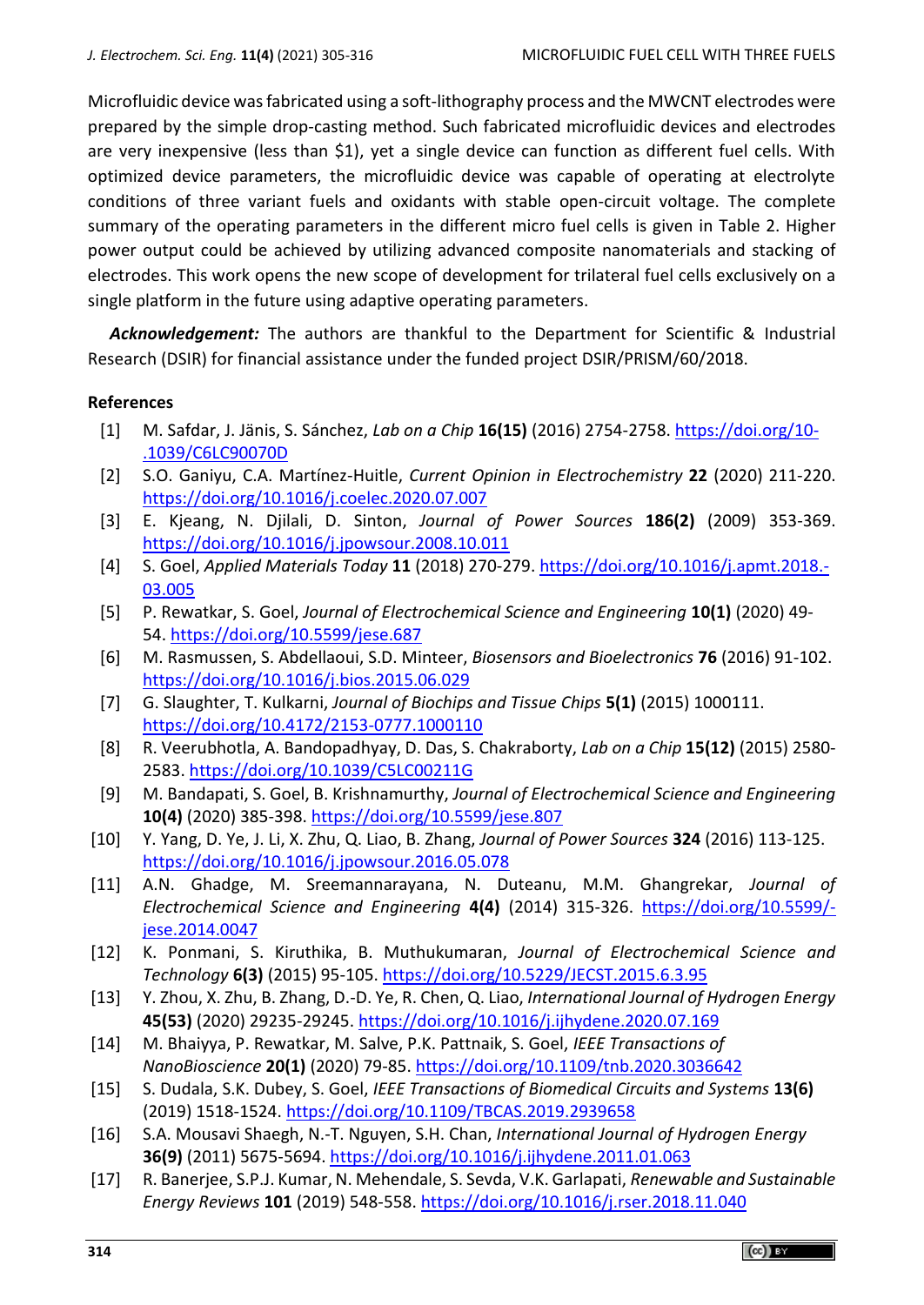Microfluidic device was fabricated using a soft-lithography process and the MWCNT electrodes were prepared by the simple drop-casting method. Such fabricated microfluidic devices and electrodes are very inexpensive (less than $1), yet a single device can function as different fuel cells. With optimized device parameters, the microfluidic device was capable of operating at electrolyte conditions of three variant fuels and oxidants with stable open-circuit voltage. The complete summary of the operating parameters in the different micro fuel cells is given in Table 2. Higher power output could be achieved by utilizing advanced composite nanomaterials and stacking of electrodes. This work opens the new scope of development for trilateral fuel cells exclusively on a single platform in the future using adaptive operating parameters.

***Acknowledgement:*** The authors are thankful to the Department for Scientific & Industrial Research (DSIR) for financial assistance under the funded project DSIR/PRISM/60/2018.

## References

[1] M. Safdar, J. Jänis, S. Sánchez, *Lab on a Chip* **16(15)** (2016) 2754-2758. https://doi.org/10-.1039/C6LC90070D

[2] S.O. Ganiyu, C.A. Martínez-Huitle, *Current Opinion in Electrochemistry* **22** (2020) 211-220. https://doi.org/10.1016/j.coelec.2020.07.007

[3] E. Kjeang, N. Djilali, D. Sinton, *Journal of Power Sources* **186(2)** (2009) 353-369. https://doi.org/10.1016/j.jpowsour.2008.10.011

[4] S. Goel, *Applied Materials Today* **11** (2018) 270-279. https://doi.org/10.1016/j.apmt.2018.-03.005

[5] P. Rewatkar, S. Goel, *Journal of Electrochemical Science and Engineering* **10(1)** (2020) 49-54. https://doi.org/10.5599/jese.687

[6] M. Rasmussen, S. Abdellaoui, S.D. Minteer, *Biosensors and Bioelectronics* **76** (2016) 91-102. https://doi.org/10.1016/j.bios.2015.06.029

[7] G. Slaughter, T. Kulkarni, *Journal of Biochips and Tissue Chips* **5(1)** (2015) 1000111. https://doi.org/10.4172/2153-0777.1000110

[8] R. Veerubhotla, A. Bandopadhyay, D. Das, S. Chakraborty, *Lab on a Chip* **15(12)** (2015) 2580-2583. https://doi.org/10.1039/C5LC00211G

[9] M. Bandapati, S. Goel, B. Krishnamurthy, *Journal of Electrochemical Science and Engineering* **10(4)** (2020) 385-398. https://doi.org/10.5599/jese.807

[10] Y. Yang, D. Ye, J. Li, X. Zhu, Q. Liao, B. Zhang, *Journal of Power Sources* **324** (2016) 113-125. https://doi.org/10.1016/j.jpowsour.2016.05.078

[11] A.N. Ghadge, M. Sreemannarayana, N. Duteanu, M.M. Ghangrekar, *Journal of Electrochemical Science and Engineering* **4(4)** (2014) 315-326. https://doi.org/10.5599/-jese.2014.0047

[12] K. Ponmani, S. Kiruthika, B. Muthukumaran, *Journal of Electrochemical Science and Technology* **6(3)** (2015) 95-105. https://doi.org/10.5229/JECST.2015.6.3.95

[13] Y. Zhou, X. Zhu, B. Zhang, D.-D. Ye, R. Chen, Q. Liao, *International Journal of Hydrogen Energy* **45(53)** (2020) 29235-29245. https://doi.org/10.1016/j.ijhydene.2020.07.169

[14] M. Bhaiyya, P. Rewatkar, M. Salve, P.K. Pattnaik, S. Goel, *IEEE Transactions of NanoBioscience* **20(1)** (2020) 79-85. https://doi.org/10.1109/tnb.2020.3036642

[15] S. Dudala, S.K. Dubey, S. Goel, *IEEE Transactions of Biomedical Circuits and Systems* **13(6)** (2019) 1518-1524. https://doi.org/10.1109/TBCAS.2019.2939658

[16] S.A. Mousavi Shaegh, N.-T. Nguyen, S.H. Chan, *International Journal of Hydrogen Energy* **36(9)** (2011) 5675-5694. https://doi.org/10.1016/j.ijhydene.2011.01.063

[17] R. Banerjee, S.P.J. Kumar, N. Mehendale, S. Sevda, V.K. Garlapati, *Renewable and Sustainable Energy Reviews* **101** (2019) 548-558. https://doi.org/10.1016/j.rser.2018.11.040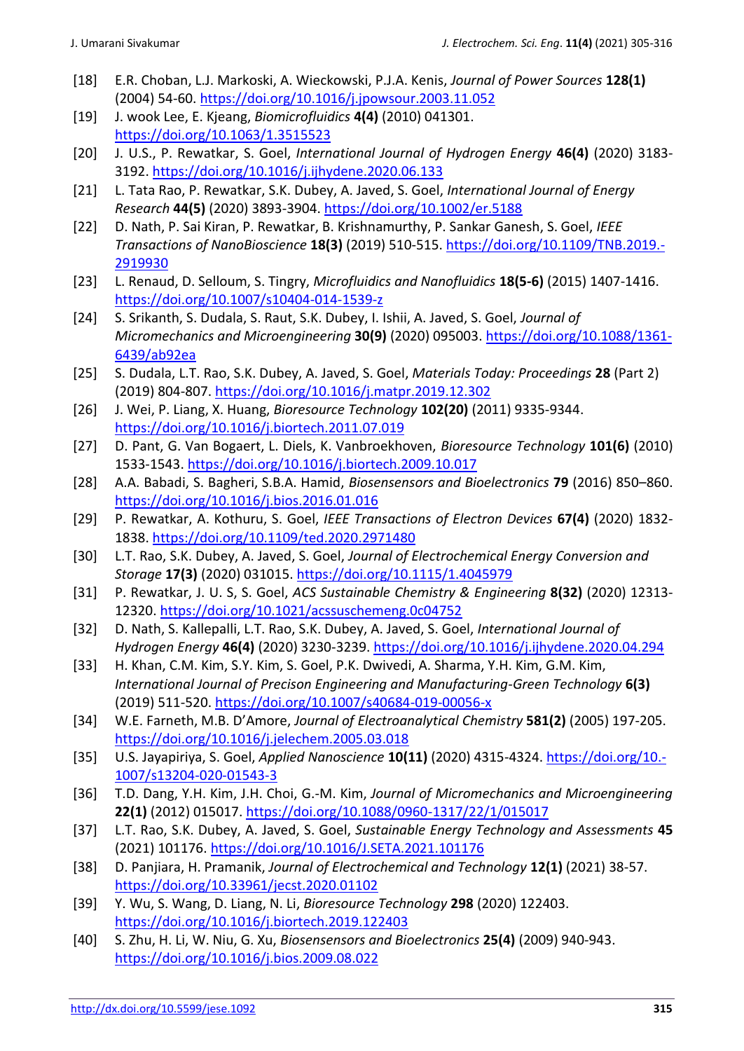[18] E.R. Choban, L.J. Markoski, A. Wieckowski, P.J.A. Kenis, *Journal of Power Sources* **128(1)** (2004) 54-60. https://doi.org/10.1016/j.jpowsour.2003.11.052

[19] J. wook Lee, E. Kjeang, *Biomicrofluidics* **4(4)** (2010) 041301. https://doi.org/10.1063/1.3515523

[20] J. U.S., P. Rewatkar, S. Goel, *International Journal of Hydrogen Energy* **46(4)** (2020) 3183-3192. https://doi.org/10.1016/j.ijhydene.2020.06.133

[21] L. Tata Rao, P. Rewatkar, S.K. Dubey, A. Javed, S. Goel, *International Journal of Energy Research* **44(5)** (2020) 3893-3904. https://doi.org/10.1002/er.5188

[22] D. Nath, P. Sai Kiran, P. Rewatkar, B. Krishnamurthy, P. Sankar Ganesh, S. Goel, *IEEE Transactions of NanoBioscience* **18(3)** (2019) 510-515. https://doi.org/10.1109/TNB.2019.2919930

[23] L. Renaud, D. Selloum, S. Tingry, *Microfluidics and Nanofluidics* **18(5-6)** (2015) 1407-1416. https://doi.org/10.1007/s10404-014-1539-z

[24] S. Srikanth, S. Dudala, S. Raut, S.K. Dubey, I. Ishii, A. Javed, S. Goel, *Journal of Micromechanics and Microengineering* **30(9)** (2020) 095003. https://doi.org/10.1088/1361-6439/ab92ea

[25] S. Dudala, L.T. Rao, S.K. Dubey, A. Javed, S. Goel, *Materials Today: Proceedings* **28** (Part 2) (2019) 804-807. https://doi.org/10.1016/j.matpr.2019.12.302

[26] J. Wei, P. Liang, X. Huang, *Bioresource Technology* **102(20)** (2011) 9335-9344. https://doi.org/10.1016/j.biortech.2011.07.019

[27] D. Pant, G. Van Bogaert, L. Diels, K. Vanbroekhoven, *Bioresource Technology* **101(6)** (2010) 1533-1543. https://doi.org/10.1016/j.biortech.2009.10.017

[28] A.A. Babadi, S. Bagheri, S.B.A. Hamid, *Biosensensors and Bioelectronics* **79** (2016) 850–860. https://doi.org/10.1016/j.bios.2016.01.016

[29] P. Rewatkar, A. Kothuru, S. Goel, *IEEE Transactions of Electron Devices* **67(4)** (2020) 1832-1838. https://doi.org/10.1109/ted.2020.2971480

[30] L.T. Rao, S.K. Dubey, A. Javed, S. Goel, *Journal of Electrochemical Energy Conversion and Storage* **17(3)** (2020) 031015. https://doi.org/10.1115/1.4045979

[31] P. Rewatkar, J. U. S, S. Goel, *ACS Sustainable Chemistry & Engineering* **8(32)** (2020) 12313-12320. https://doi.org/10.1021/acssuschemeng.0c04752

[32] D. Nath, S. Kallepalli, L.T. Rao, S.K. Dubey, A. Javed, S. Goel, *International Journal of Hydrogen Energy* **46(4)** (2020) 3230-3239. https://doi.org/10.1016/j.ijhydene.2020.04.294

[33] H. Khan, C.M. Kim, S.Y. Kim, S. Goel, P.K. Dwivedi, A. Sharma, Y.H. Kim, G.M. Kim, *International Journal of Precison Engineering and Manufacturing-Green Technology* **6(3)** (2019) 511-520. https://doi.org/10.1007/s40684-019-00056-x

[34] W.E. Farneth, M.B. D'Amore, *Journal of Electroanalytical Chemistry* **581(2)** (2005) 197-205. https://doi.org/10.1016/j.jelechem.2005.03.018

[35] U.S. Jayapiriya, S. Goel, *Applied Nanoscience* **10(11)** (2020) 4315-4324. https://doi.org/10.1007/s13204-020-01543-3

[36] T.D. Dang, Y.H. Kim, J.H. Choi, G.-M. Kim, *Journal of Micromechanics and Microengineering* **22(1)** (2012) 015017. https://doi.org/10.1088/0960-1317/22/1/015017

[37] L.T. Rao, S.K. Dubey, A. Javed, S. Goel, *Sustainable Energy Technology and Assessments* **45** (2021) 101176. https://doi.org/10.1016/J.SETA.2021.101176

[38] D. Panjiara, H. Pramanik, *Journal of Electrochemical and Technology* **12(1)** (2021) 38-57. https://doi.org/10.33961/jecst.2020.01102

[39] Y. Wu, S. Wang, D. Liang, N. Li, *Bioresource Technology* **298** (2020) 122403. https://doi.org/10.1016/j.biortech.2019.122403

[40] S. Zhu, H. Li, W. Niu, G. Xu, *Biosensensors and Bioelectronics* **25(4)** (2009) 940-943. https://doi.org/10.1016/j.bios.2009.08.022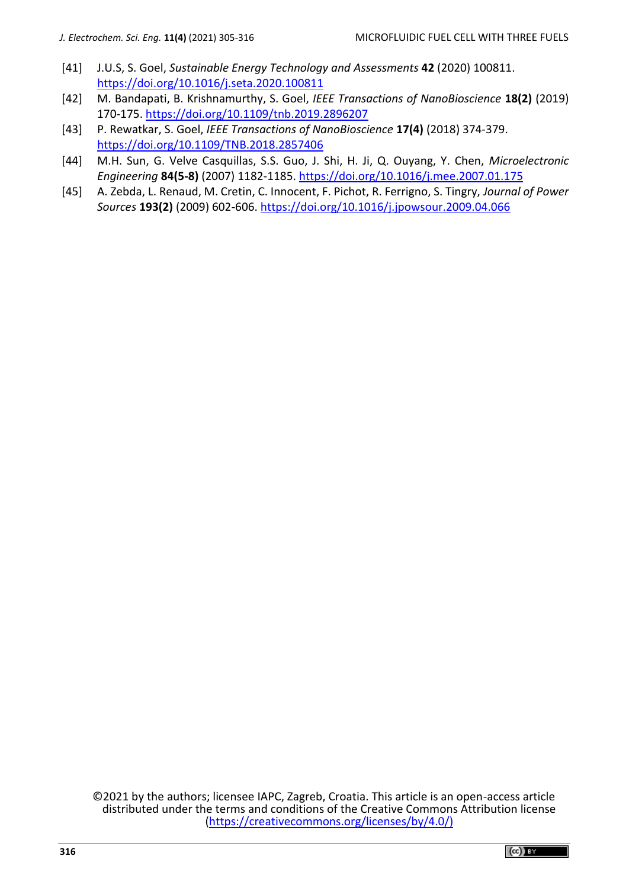[41] J.U.S, S. Goel, *Sustainable Energy Technology and Assessments* **42** (2020) 100811. https://doi.org/10.1016/j.seta.2020.100811

[42] M. Bandapati, B. Krishnamurthy, S. Goel, *IEEE Transactions of NanoBioscience* **18(2)** (2019) 170-175. https://doi.org/10.1109/tnb.2019.2896207

[43] P. Rewatkar, S. Goel, *IEEE Transactions of NanoBioscience* **17(4)** (2018) 374-379. https://doi.org/10.1109/TNB.2018.2857406

[44] M.H. Sun, G. Velve Casquillas, S.S. Guo, J. Shi, H. Ji, Q. Ouyang, Y. Chen, *Microelectronic Engineering* **84(5-8)** (2007) 1182-1185. https://doi.org/10.1016/j.mee.2007.01.175

[45] A. Zebda, L. Renaud, M. Cretin, C. Innocent, F. Pichot, R. Ferrigno, S. Tingry, *Journal of Power Sources* **193(2)** (2009) 602-606. https://doi.org/10.1016/j.jpowsour.2009.04.066

©2021 by the authors; licensee IAPC, Zagreb, Croatia. This article is an open-access article distributed under the terms and conditions of the Creative Commons Attribution license (https://creativecommons.org/licenses/by/4.0/)